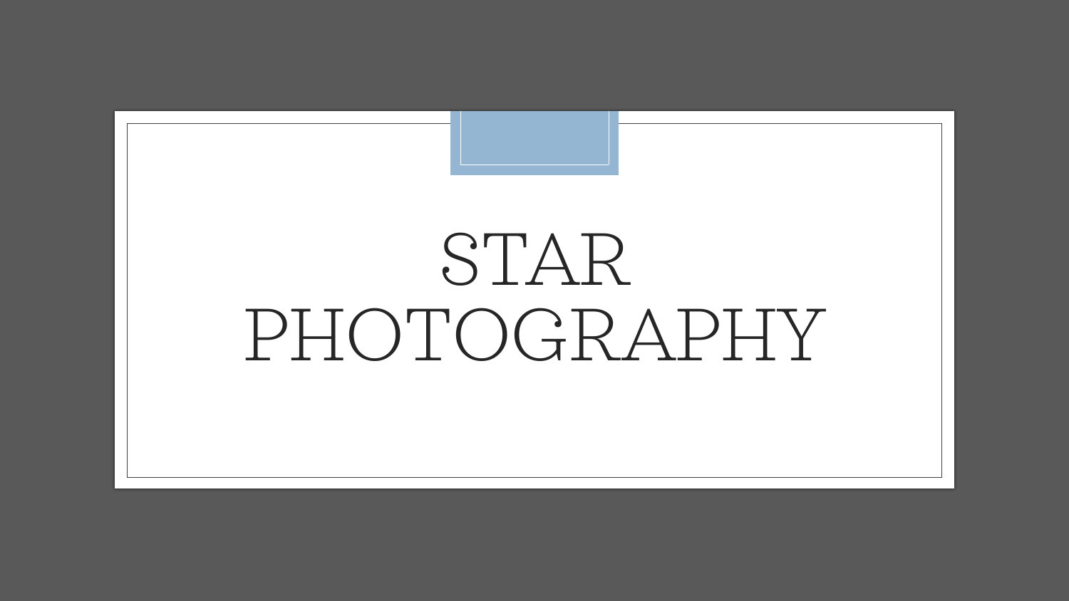# STAR PHOTOGRAPHY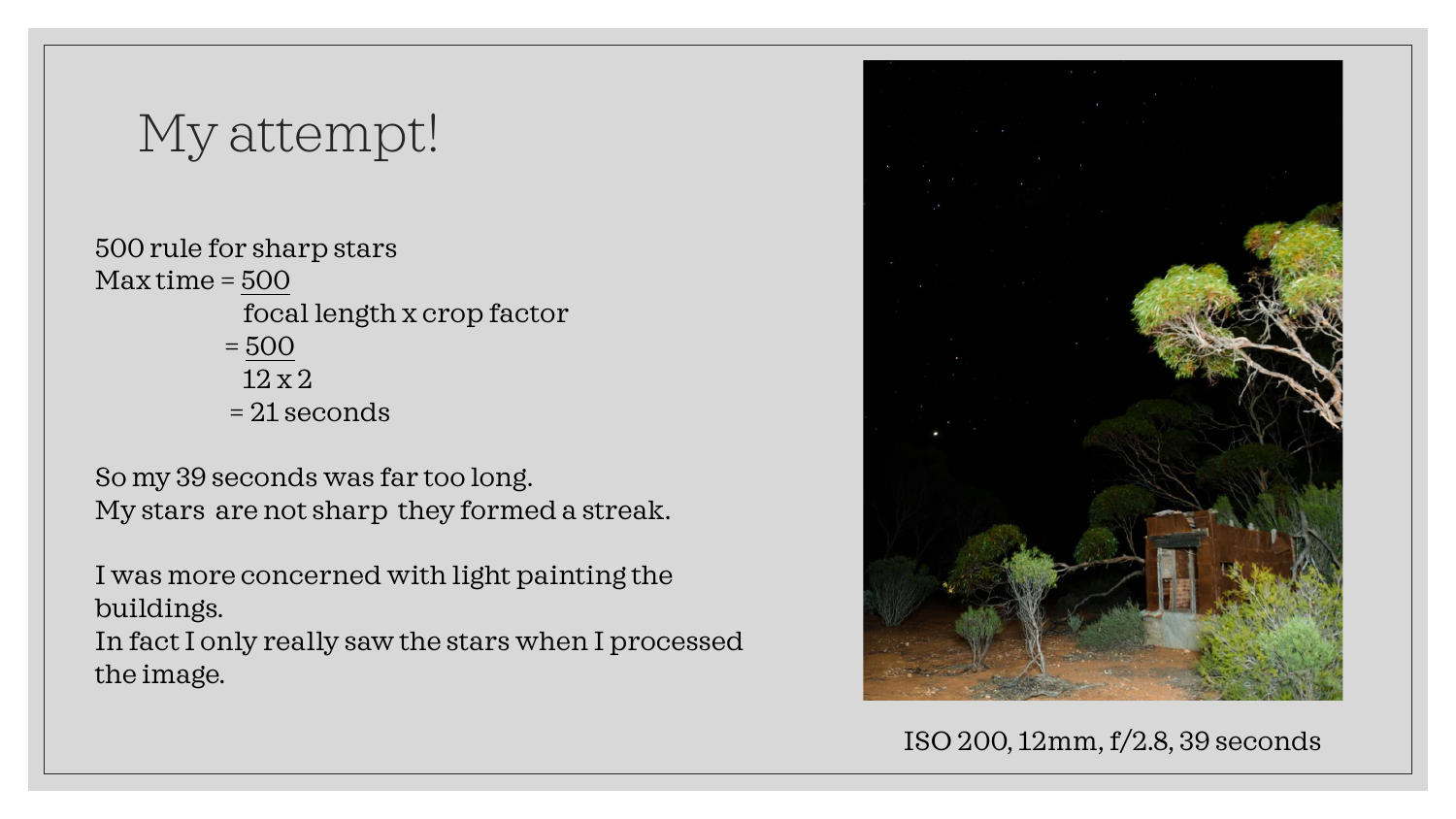# My attempt!

500 rule for sharp stars

$$\text{Max time} = \frac{500}{\text{focal length x crop factor}} = \frac{500}{12 \times 2} = 21 \text{ seconds}$$

So my 39 seconds was far too long.
My stars are not sharp they formed a streak.

I was more concerned with light painting the buildings.
In fact I only really saw the stars when I processed the image.

ISO 200, 12mm, f/2.8, 39 seconds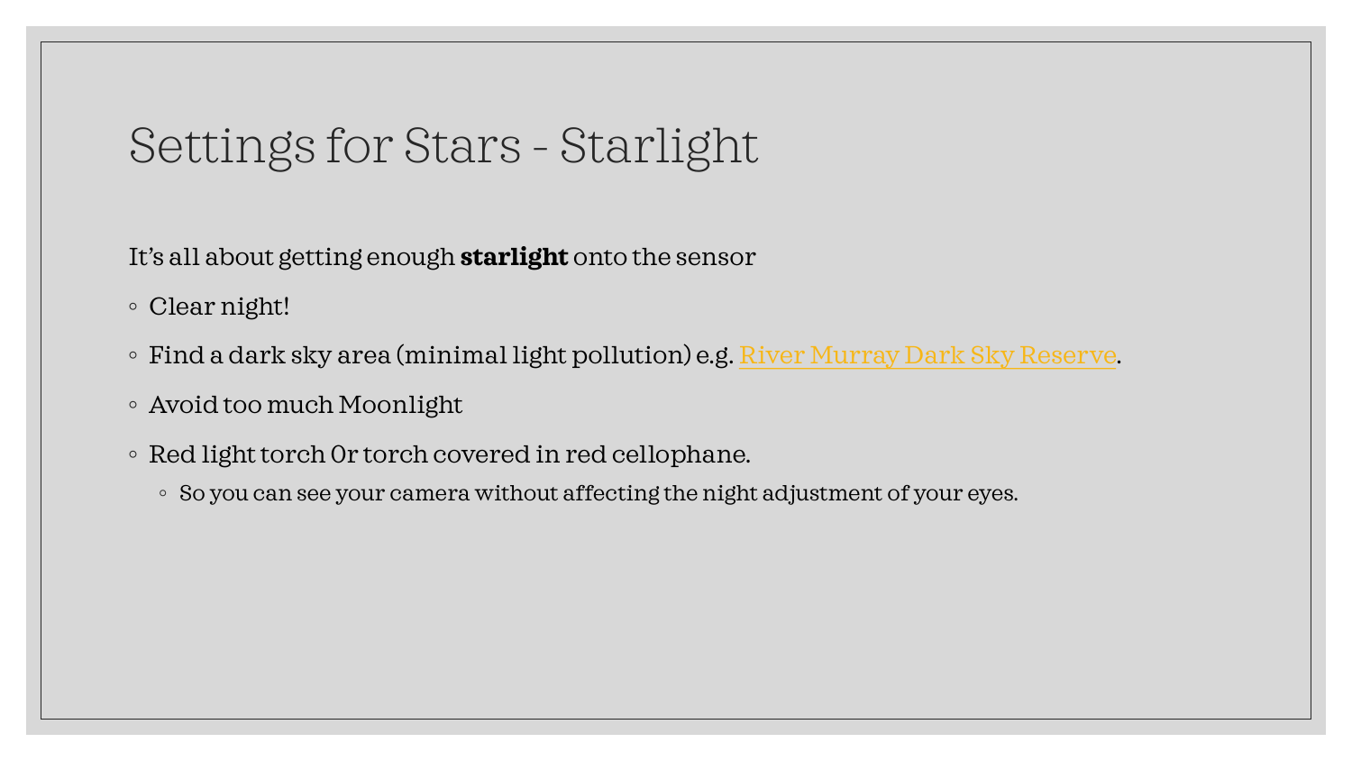# Settings for Stars - Starlight

It's all about getting enough **starlight** onto the sensor

- Clear night!
- Find a dark sky area (minimal light pollution) e.g. River Murray Dark Sky Reserve.
- Avoid too much Moonlight
- Red light torch Or torch covered in red cellophane.
  - So you can see your camera without affecting the night adjustment of your eyes.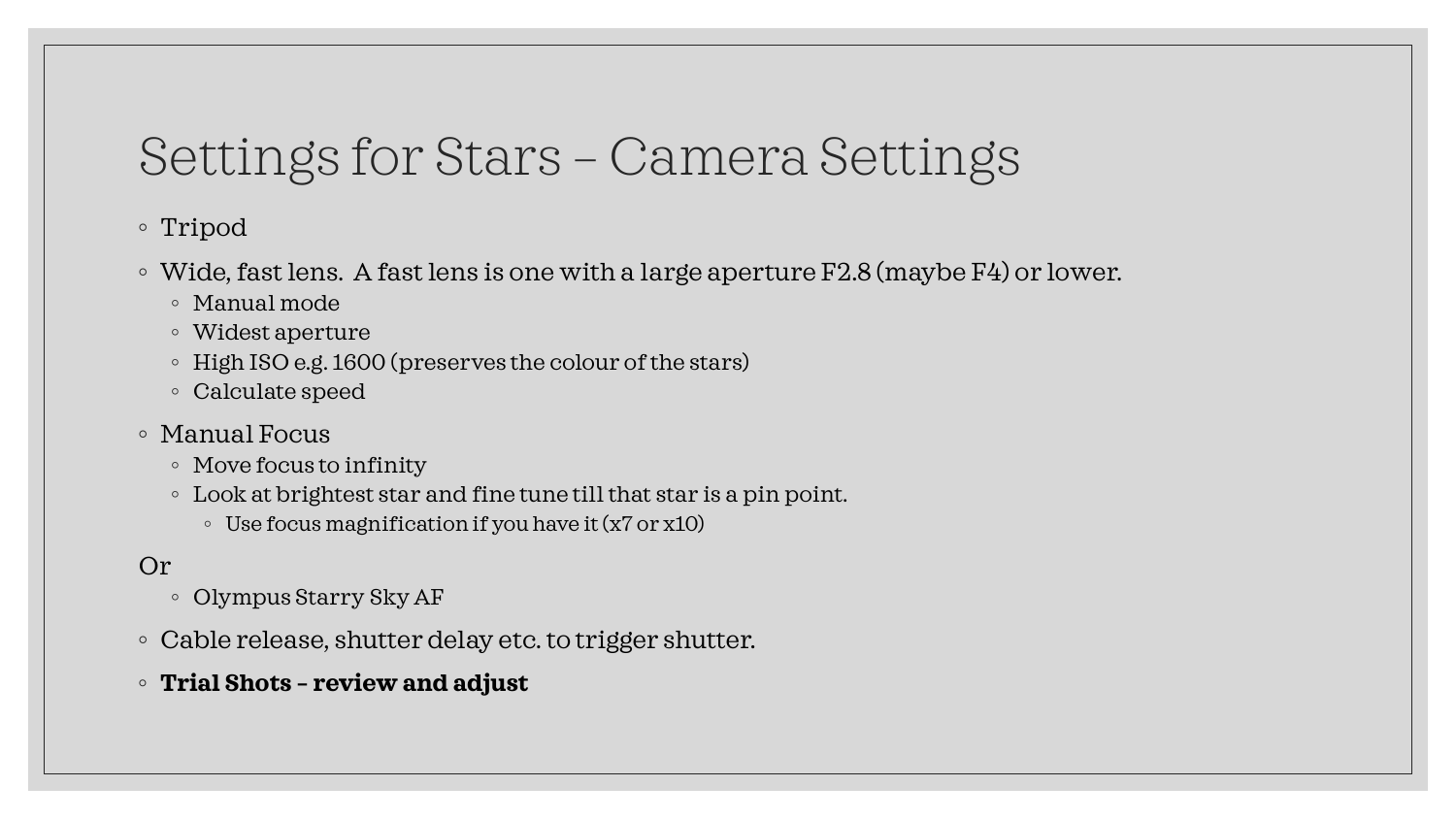# Settings for Stars – Camera Settings

- Tripod
- Wide, fast lens.  A fast lens is one with a large aperture F2.8 (maybe F4) or lower.
  - Manual mode
  - Widest aperture
  - High ISO e.g. 1600 (preserves the colour of the stars)
  - Calculate speed
- Manual Focus
  - Move focus to infinity
  - Look at brightest star and fine tune till that star is a pin point.
    - Use focus magnification if you have it (x7 or x10)

Or

- Olympus Starry Sky AF

- Cable release, shutter delay etc. to trigger shutter.
- **Trial Shots – review and adjust**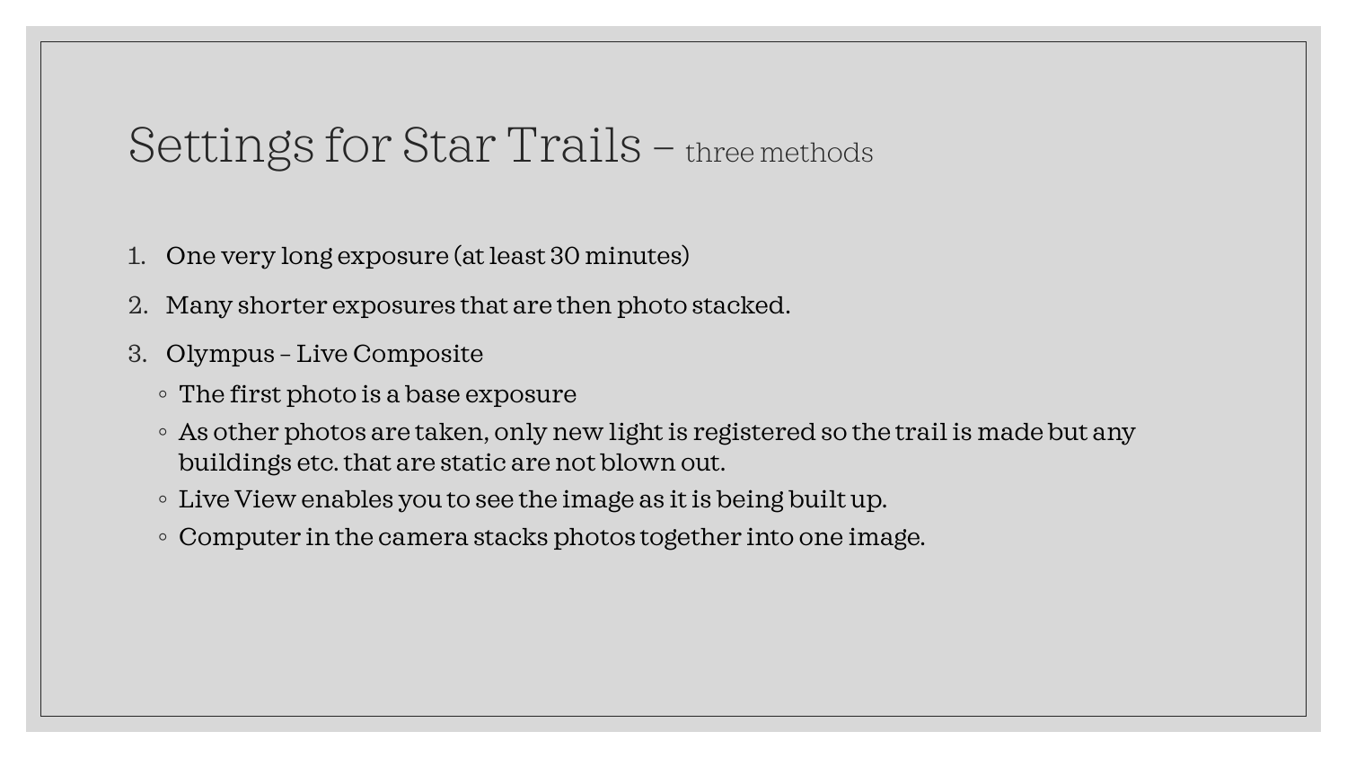# Settings for Star Trails – three methods

1. One very long exposure (at least 30 minutes)
2. Many shorter exposures that are then photo stacked.
3. Olympus – Live Composite
   - The first photo is a base exposure
   - As other photos are taken, only new light is registered so the trail is made but any buildings etc. that are static are not blown out.
   - Live View enables you to see the image as it is being built up.
   - Computer in the camera stacks photos together into one image.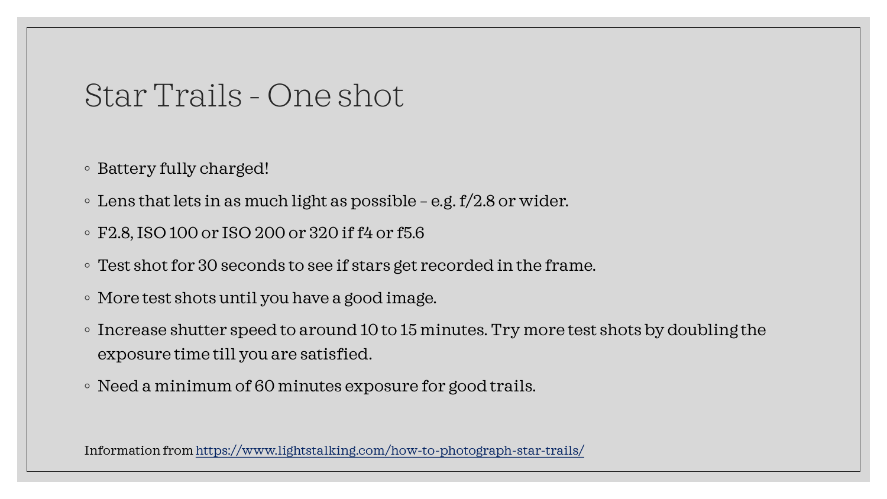# Star Trails - One shot

- Battery fully charged!
- Lens that lets in as much light as possible – e.g. f/2.8 or wider.
- F2.8, ISO 100 or ISO 200 or 320 if f4 or f5.6
- Test shot for 30 seconds to see if stars get recorded in the frame.
- More test shots until you have a good image.
- Increase shutter speed to around 10 to 15 minutes. Try more test shots by doubling the exposure time till you are satisfied.
- Need a minimum of 60 minutes exposure for good trails.

Information from [https://www.lightstalking.com/how-to-photograph-star-trails/](https://www.lightstalking.com/how-to-photograph-star-trails/)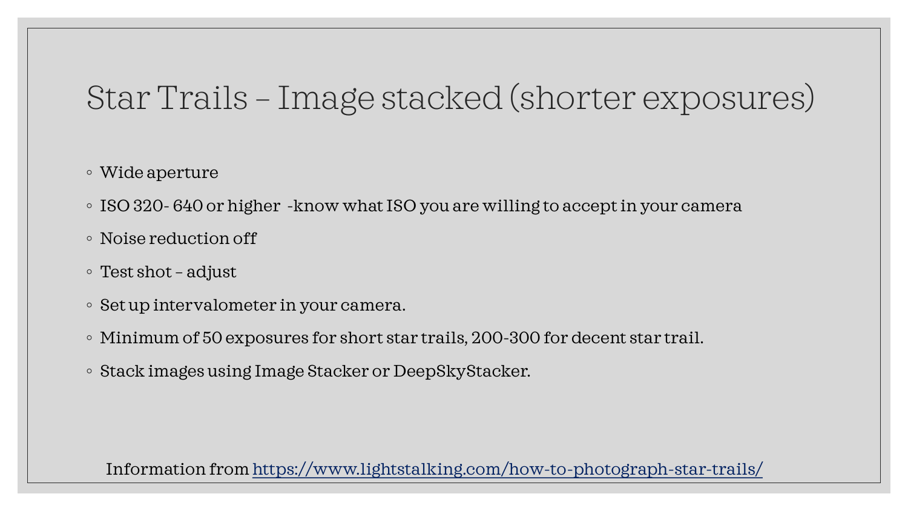# Star Trails – Image stacked (shorter exposures)

- Wide aperture
- ISO 320- 640 or higher  -know what ISO you are willing to accept in your camera
- Noise reduction off
- Test shot – adjust
- Set up intervalometer in your camera.
- Minimum of 50 exposures for short star trails, 200-300 for decent star trail.
- Stack images using Image Stacker or DeepSkyStacker.

Information from https://www.lightstalking.com/how-to-photograph-star-trails/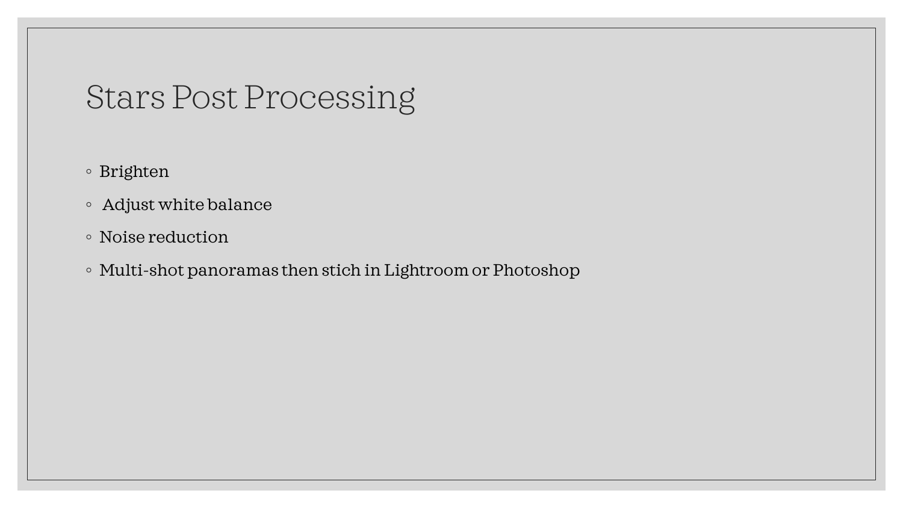# Stars Post Processing

- Brighten
- Adjust white balance
- Noise reduction
- Multi-shot panoramas then stich in Lightroom or Photoshop